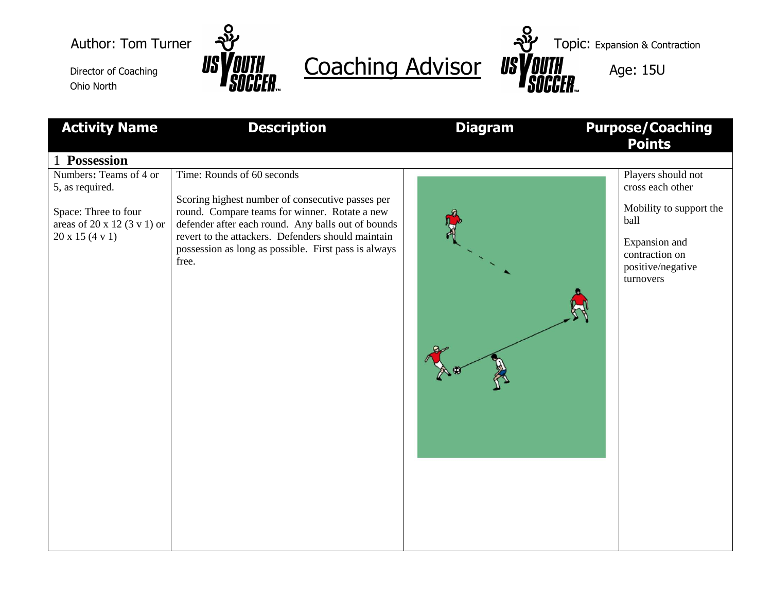Author: Tom Turner

Director of Coaching
Ohio North

# Coaching Advisor

Topic: Expansion & Contraction

Age: 15U

| Activity Name | Description | Diagram | Purpose/Coaching Points |
|---|---|---|---|
| **1 Possession** | | | |
| Numbers: Teams of 4 or 5, as required.<br><br>Space: Three to four areas of 20 x 12 (3 v 1) or 20 x 15 (4 v 1) | Time: Rounds of 60 seconds<br><br>Scoring highest number of consecutive passes per round. Compare teams for winner. Rotate a new defender after each round. Any balls out of bounds revert to the attackers. Defenders should maintain possession as long as possible. First pass is always free. | | Players should not cross each other<br><br>Mobility to support the ball<br><br>Expansion and contraction on positive/negative turnovers |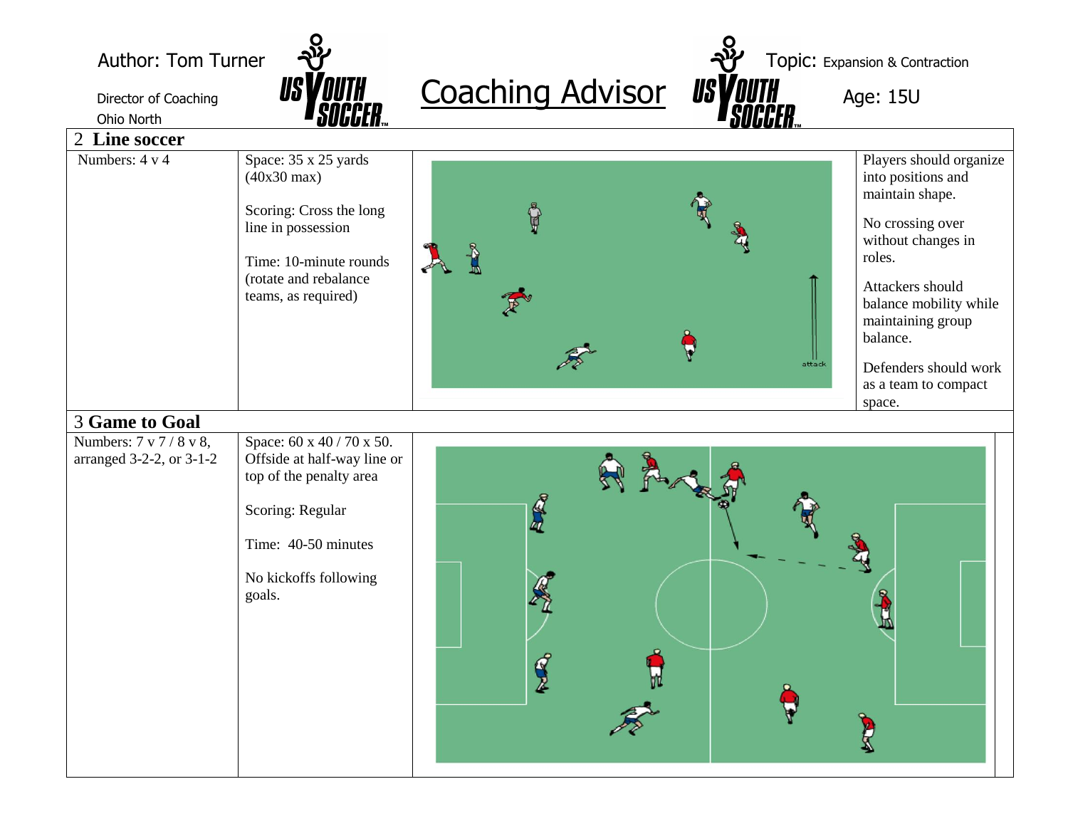Author: Tom Turner

Director of Coaching
Ohio North

# Coaching Advisor

Topic: Expansion & Contraction

Age: 15U

## 2 Line soccer

| Numbers: 4 v 4 | Space: 35 x 25 yards (40x30 max)<br><br>Scoring: Cross the long line in possession<br><br>Time: 10-minute rounds (rotate and rebalance teams, as required) | attack | Players should organize into positions and maintain shape.<br><br>No crossing over without changes in roles.<br><br>Attackers should balance mobility while maintaining group balance.<br><br>Defenders should work as a team to compact space. |
|---|---|---|---|

## 3 Game to Goal

| Numbers: 7 v 7 / 8 v 8, arranged 3-2-2, or 3-1-2 | Space: 60 x 40 / 70 x 50. Offside at half-way line or top of the penalty area<br><br>Scoring: Regular<br><br>Time: 40-50 minutes<br><br>No kickoffs following goals. | |
|---|---|---|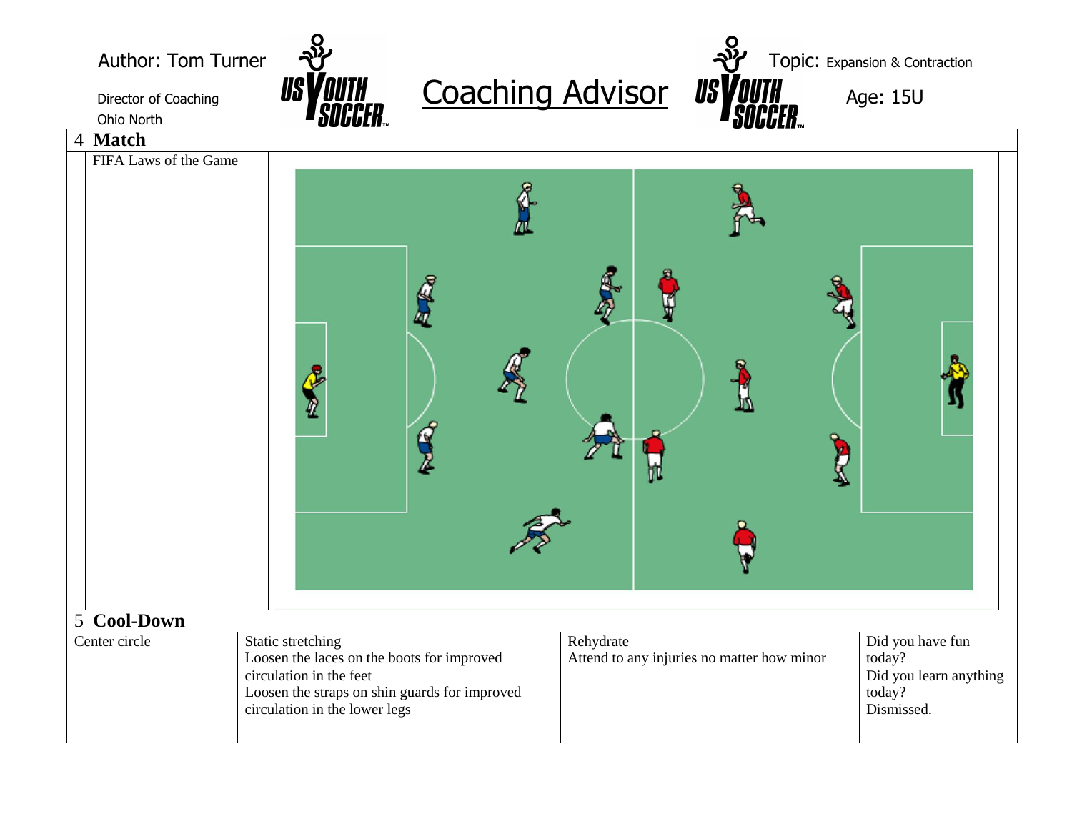Author: Tom Turner

Director of Coaching

Ohio North

# Coaching Advisor

Topic: Expansion & Contraction

Age: 15U

## 4 Match

FIFA Laws of the Game

## 5 Cool-Down

| | | | |
|---|---|---|---|
| Center circle | Static stretching<br>Loosen the laces on the boots for improved circulation in the feet<br>Loosen the straps on shin guards for improved circulation in the lower legs | Rehydrate<br>Attend to any injuries no matter how minor | Did you have fun today?<br>Did you learn anything today?<br>Dismissed. |